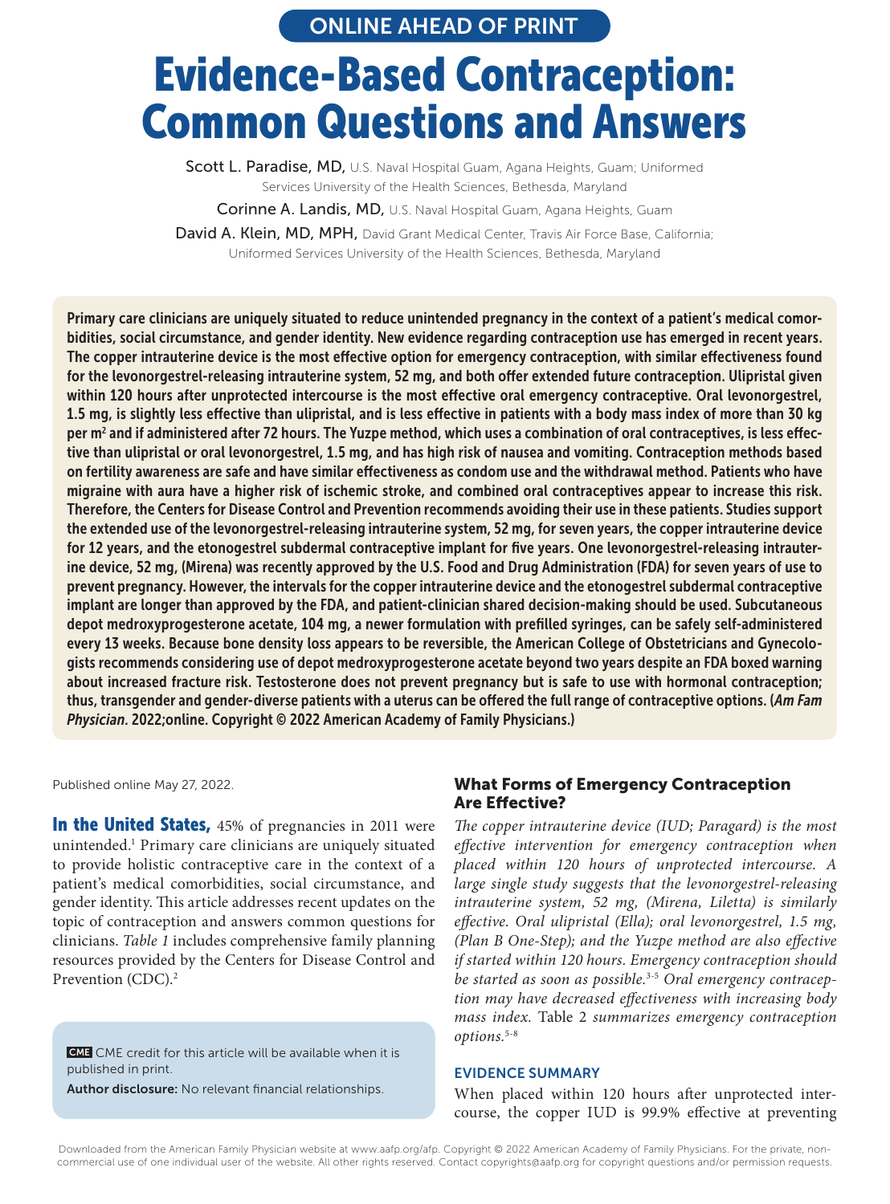ONLINE AHEAD OF PRINT

# Evidence-Based Contraception: Common Questions and Answers

**Scott L. Paradise, MD,** U.S. Naval Hospital Guam, Agana Heights, Guam; Uniformed Services University of the Health Sciences, Bethesda, Maryland

**Corinne A. Landis, MD,** U.S. Naval Hospital Guam, Agana Heights, Guam

**David A. Klein, MD, MPH,** David Grant Medical Center, Travis Air Force Base, California; Uniformed Services University of the Health Sciences, Bethesda, Maryland

**Primary care clinicians are uniquely situated to reduce unintended pregnancy in the context of a patient's medical comorbidities, social circumstance, and gender identity. New evidence regarding contraception use has emerged in recent years. The copper intrauterine device is the most effective option for emergency contraception, with similar effectiveness found for the levonorgestrel-releasing intrauterine system, 52 mg, and both offer extended future contraception. Ulipristal given within 120 hours after unprotected intercourse is the most effective oral emergency contraceptive. Oral levonorgestrel, 1.5 mg, is slightly less effective than ulipristal, and is less effective in patients with a body mass index of more than 30 kg per m² and if administered after 72 hours. The Yuzpe method, which uses a combination of oral contraceptives, is less effective than ulipristal or oral levonorgestrel, 1.5 mg, and has high risk of nausea and vomiting. Contraception methods based on fertility awareness are safe and have similar effectiveness as condom use and the withdrawal method. Patients who have migraine with aura have a higher risk of ischemic stroke, and combined oral contraceptives appear to increase this risk. Therefore, the Centers for Disease Control and Prevention recommends avoiding their use in these patients. Studies support the extended use of the levonorgestrel-releasing intrauterine system, 52 mg, for seven years, the copper intrauterine device for 12 years, and the etonogestrel subdermal contraceptive implant for five years. One levonorgestrel-releasing intrauterine device, 52 mg, (Mirena) was recently approved by the U.S. Food and Drug Administration (FDA) for seven years of use to prevent pregnancy. However, the intervals for the copper intrauterine device and the etonogestrel subdermal contraceptive implant are longer than approved by the FDA, and patient-clinician shared decision-making should be used. Subcutaneous depot medroxyprogesterone acetate, 104 mg, a newer formulation with prefilled syringes, can be safely self-administered every 13 weeks. Because bone density loss appears to be reversible, the American College of Obstetricians and Gynecologists recommends considering use of depot medroxyprogesterone acetate beyond two years despite an FDA boxed warning about increased fracture risk. Testosterone does not prevent pregnancy but is safe to use with hormonal contraception; thus, transgender and gender-diverse patients with a uterus can be offered the full range of contraceptive options. (*Am Fam Physician*. 2022;online. Copyright © 2022 American Academy of Family Physicians.)**

Published online May 27, 2022.

**In the United States,** 45% of pregnancies in 2011 were unintended.[1] Primary care clinicians are uniquely situated to provide holistic contraceptive care in the context of a patient's medical comorbidities, social circumstance, and gender identity. This article addresses recent updates on the topic of contraception and answers common questions for clinicians. *Table 1* includes comprehensive family planning resources provided by the Centers for Disease Control and Prevention (CDC).[2]

CME credit for this article will be available when it is published in print.

**Author disclosure:** No relevant financial relationships.

## What Forms of Emergency Contraception Are Effective?

*The copper intrauterine device (IUD; Paragard) is the most effective intervention for emergency contraception when placed within 120 hours of unprotected intercourse. A large single study suggests that the levonorgestrel-releasing intrauterine system, 52 mg, (Mirena, Liletta) is similarly effective. Oral ulipristal (Ella); oral levonorgestrel, 1.5 mg, (Plan B One-Step); and the Yuzpe method are also effective if started within 120 hours. Emergency contraception should be started as soon as possible.[3-5] Oral emergency contraception may have decreased effectiveness with increasing body mass index.* Table 2 *summarizes emergency contraception options.[5-8]*

### EVIDENCE SUMMARY

When placed within 120 hours after unprotected intercourse, the copper IUD is 99.9% effective at preventing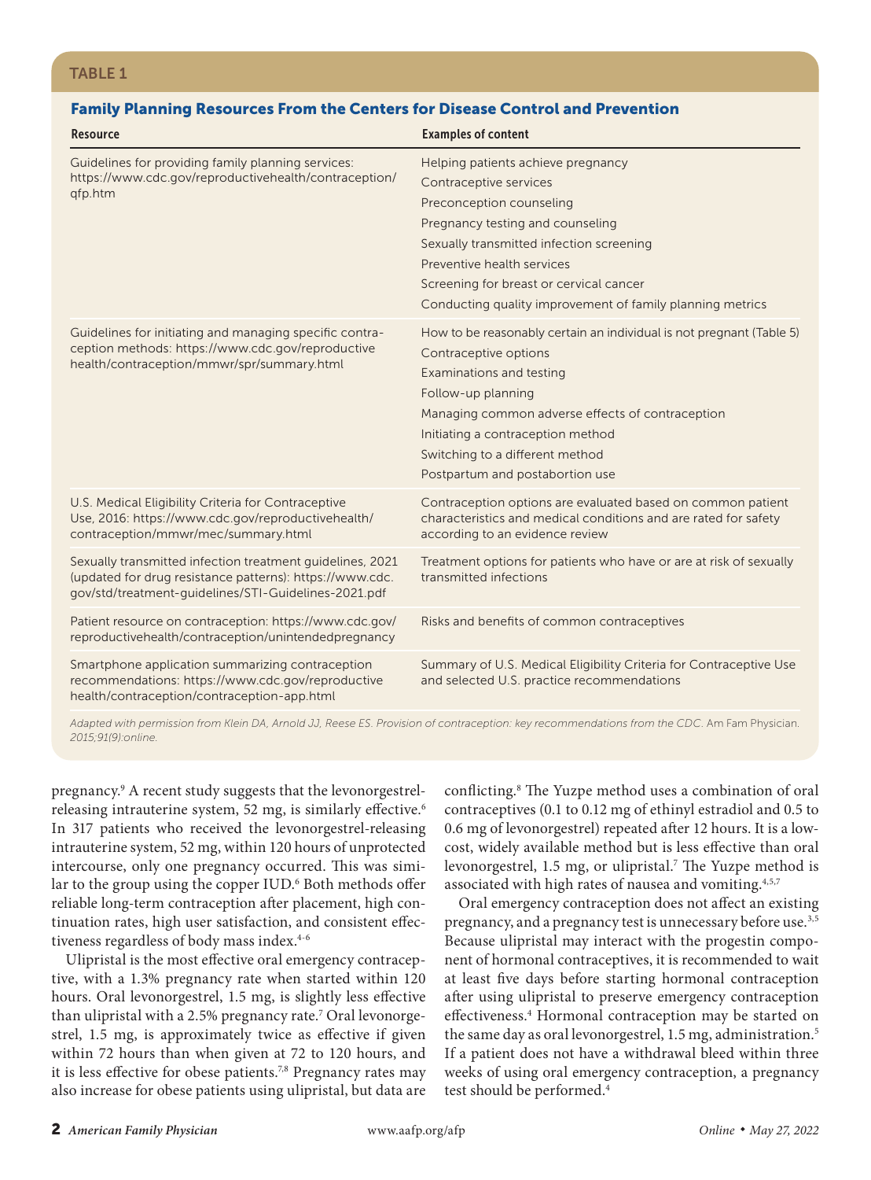**TABLE 1**

**Family Planning Resources From the Centers for Disease Control and Prevention**

| Resource | Examples of content |
|---|---|
| Guidelines for providing family planning services: https://www.cdc.gov/reproductivehealth/contraception/qfp.htm | Helping patients achieve pregnancy<br>Contraceptive services<br>Preconception counseling<br>Pregnancy testing and counseling<br>Sexually transmitted infection screening<br>Preventive health services<br>Screening for breast or cervical cancer<br>Conducting quality improvement of family planning metrics |
| Guidelines for initiating and managing specific contraception methods: https://www.cdc.gov/reproductivehealth/contraception/mmwr/spr/summary.html | How to be reasonably certain an individual is not pregnant (Table 5)<br>Contraceptive options<br>Examinations and testing<br>Follow-up planning<br>Managing common adverse effects of contraception<br>Initiating a contraception method<br>Switching to a different method<br>Postpartum and postabortion use |
| U.S. Medical Eligibility Criteria for Contraceptive Use, 2016: https://www.cdc.gov/reproductivehealth/contraception/mmwr/mec/summary.html | Contraception options are evaluated based on common patient characteristics and medical conditions and are rated for safety according to an evidence review |
| Sexually transmitted infection treatment guidelines, 2021 (updated for drug resistance patterns): https://www.cdc.gov/std/treatment-guidelines/STI-Guidelines-2021.pdf | Treatment options for patients who have or are at risk of sexually transmitted infections |
| Patient resource on contraception: https://www.cdc.gov/reproductivehealth/contraception/unintendedpregnancy | Risks and benefits of common contraceptives |
| Smartphone application summarizing contraception recommendations: https://www.cdc.gov/reproductivehealth/contraception/contraception-app.html | Summary of U.S. Medical Eligibility Criteria for Contraceptive Use and selected U.S. practice recommendations |

*Adapted with permission from Klein DA, Arnold JJ, Reese ES. Provision of contraception: key recommendations from the CDC. Am Fam Physician. 2015;91(9):online.*

pregnancy.[9] A recent study suggests that the levonorgestrel-releasing intrauterine system, 52 mg, is similarly effective.[6] In 317 patients who received the levonorgestrel-releasing intrauterine system, 52 mg, within 120 hours of unprotected intercourse, only one pregnancy occurred. This was similar to the group using the copper IUD.[6] Both methods offer reliable long-term contraception after placement, high continuation rates, high user satisfaction, and consistent effectiveness regardless of body mass index.[4-6]

Ulipristal is the most effective oral emergency contraceptive, with a 1.3% pregnancy rate when started within 120 hours. Oral levonorgestrel, 1.5 mg, is slightly less effective than ulipristal with a 2.5% pregnancy rate.[7] Oral levonorgestrel, 1.5 mg, is approximately twice as effective if given within 72 hours than when given at 72 to 120 hours, and it is less effective for obese patients.[7,8] Pregnancy rates may also increase for obese patients using ulipristal, but data are conflicting.[8] The Yuzpe method uses a combination of oral contraceptives (0.1 to 0.12 mg of ethinyl estradiol and 0.5 to 0.6 mg of levonorgestrel) repeated after 12 hours. It is a low-cost, widely available method but is less effective than oral levonorgestrel, 1.5 mg, or ulipristal.[7] The Yuzpe method is associated with high rates of nausea and vomiting.[4,5,7]

Oral emergency contraception does not affect an existing pregnancy, and a pregnancy test is unnecessary before use.[3,5] Because ulipristal may interact with the progestin component of hormonal contraceptives, it is recommended to wait at least five days before starting hormonal contraception after using ulipristal to preserve emergency contraception effectiveness.[4] Hormonal contraception may be started on the same day as oral levonorgestrel, 1.5 mg, administration.[5] If a patient does not have a withdrawal bleed within three weeks of using oral emergency contraception, a pregnancy test should be performed.[4]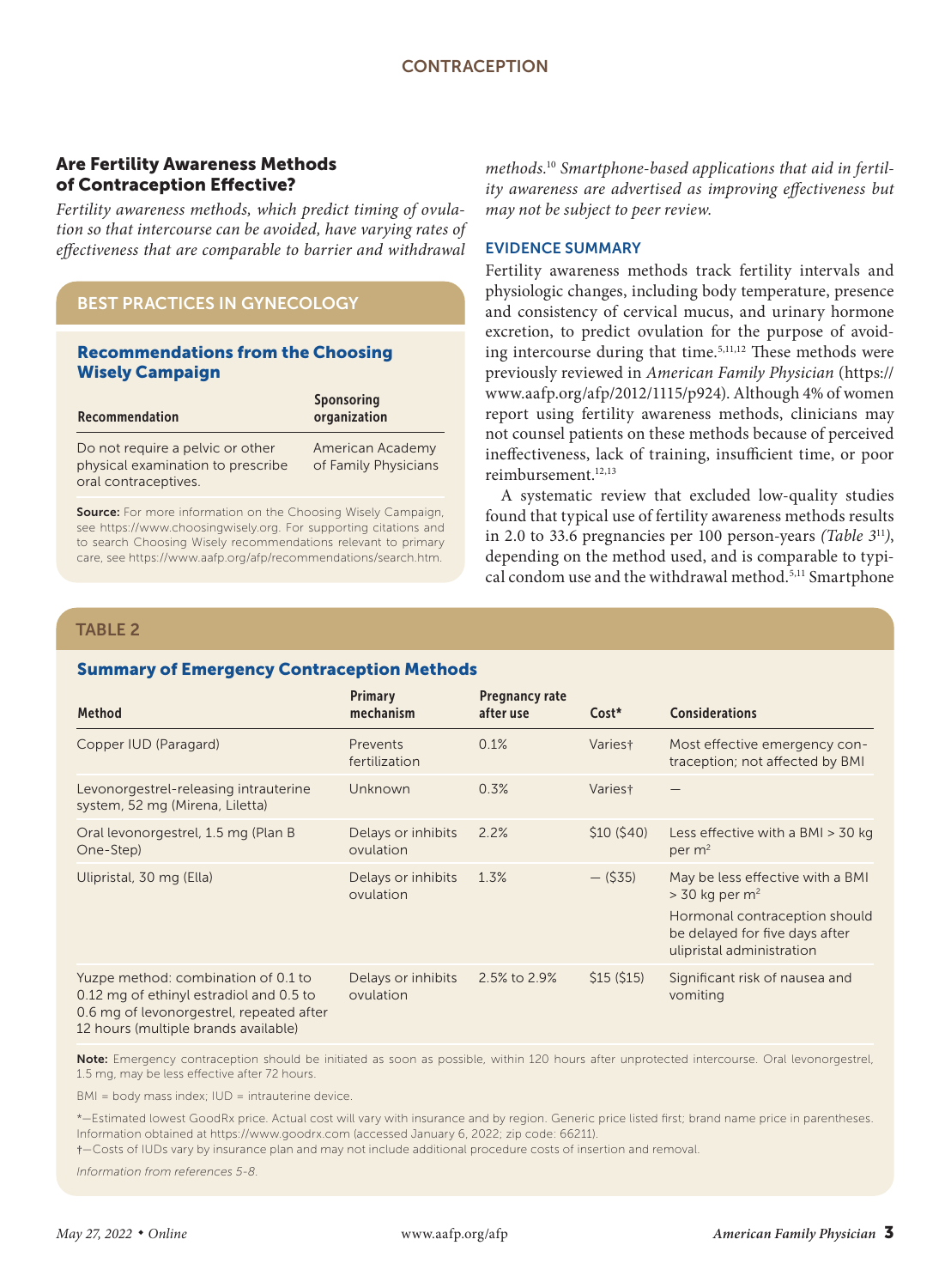## Are Fertility Awareness Methods of Contraception Effective?

*Fertility awareness methods, which predict timing of ovulation so that intercourse can be avoided, have varying rates of effectiveness that are comparable to barrier and withdrawal methods.[10] Smartphone-based applications that aid in fertility awareness are advertised as improving effectiveness but may not be subject to peer review.*

### EVIDENCE SUMMARY

Fertility awareness methods track fertility intervals and physiologic changes, including body temperature, presence and consistency of cervical mucus, and urinary hormone excretion, to predict ovulation for the purpose of avoiding intercourse during that time.[5,11,12] These methods were previously reviewed in *American Family Physician* (https://www.aafp.org/afp/2012/1115/p924). Although 4% of women report using fertility awareness methods, clinicians may not counsel patients on these methods because of perceived ineffectiveness, lack of training, insufficient time, or poor reimbursement.[12,13]

A systematic review that excluded low-quality studies found that typical use of fertility awareness methods results in 2.0 to 33.6 pregnancies per 100 person-years *(Table 3[11])*, depending on the method used, and is comparable to typical condom use and the withdrawal method.[5,11] Smartphone

---

**BEST PRACTICES IN GYNECOLOGY**

### Recommendations from the Choosing Wisely Campaign

| Recommendation | Sponsoring organization |
|---|---|
| Do not require a pelvic or other physical examination to prescribe oral contraceptives. | American Academy of Family Physicians |

**Source:** For more information on the Choosing Wisely Campaign, see https://www.choosingwisely.org. For supporting citations and to search Choosing Wisely recommendations relevant to primary care, see https://www.aafp.org/afp/recommendations/search.htm.

---

**TABLE 2**

### Summary of Emergency Contraception Methods

| Method | Primary mechanism | Pregnancy rate after use | Cost* | Considerations |
|---|---|---|---|---|
| Copper IUD (Paragard) | Prevents fertilization | 0.1% | Varies† | Most effective emergency contraception; not affected by BMI |
| Levonorgestrel-releasing intrauterine system, 52 mg (Mirena, Liletta) | Unknown | 0.3% | Varies† | — |
| Oral levonorgestrel, 1.5 mg (Plan B One-Step) | Delays or inhibits ovulation | 2.2% | \$10 (\$40) | Less effective with a BMI > 30 kg per m$^2$ |
| Ulipristal, 30 mg (Ella) | Delays or inhibits ovulation | 1.3% | — (\$35) | May be less effective with a BMI > 30 kg per m$^2$<br>Hormonal contraception should be delayed for five days after ulipristal administration |
| Yuzpe method: combination of 0.1 to 0.12 mg of ethinyl estradiol and 0.5 to 0.6 mg of levonorgestrel, repeated after 12 hours (multiple brands available) | Delays or inhibits ovulation | 2.5% to 2.9% | \$15 (\$15) | Significant risk of nausea and vomiting |

**Note:** Emergency contraception should be initiated as soon as possible, within 120 hours after unprotected intercourse. Oral levonorgestrel, 1.5 mg, may be less effective after 72 hours.

BMI = body mass index; IUD = intrauterine device.

*—Estimated lowest GoodRx price. Actual cost will vary with insurance and by region. Generic price listed first; brand name price in parentheses. Information obtained at https://www.goodrx.com (accessed January 6, 2022; zip code: 66211).

†—Costs of IUDs vary by insurance plan and may not include additional procedure costs of insertion and removal.

*Information from references 5-8.*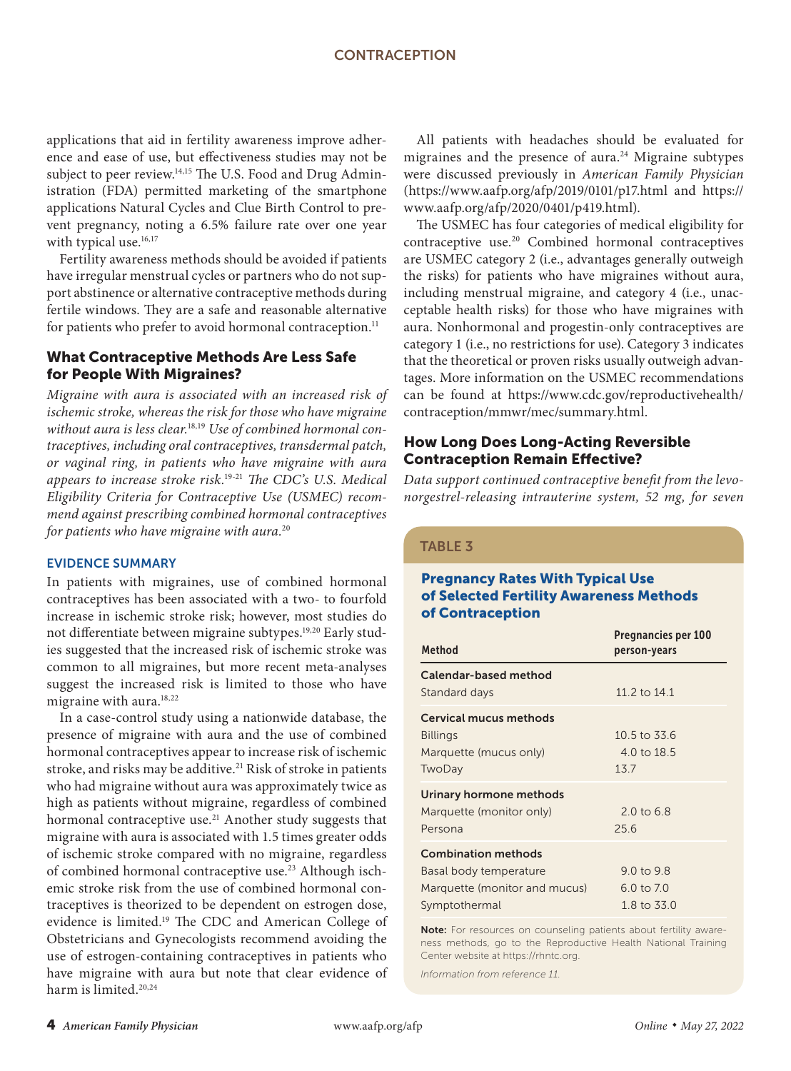applications that aid in fertility awareness improve adherence and ease of use, but effectiveness studies may not be subject to peer review.[14,15] The U.S. Food and Drug Administration (FDA) permitted marketing of the smartphone applications Natural Cycles and Clue Birth Control to prevent pregnancy, noting a 6.5% failure rate over one year with typical use.[16,17]

Fertility awareness methods should be avoided if patients have irregular menstrual cycles or partners who do not support abstinence or alternative contraceptive methods during fertile windows. They are a safe and reasonable alternative for patients who prefer to avoid hormonal contraception.[11]

## What Contraceptive Methods Are Less Safe for People With Migraines?

*Migraine with aura is associated with an increased risk of ischemic stroke, whereas the risk for those who have migraine without aura is less clear.[18,19] Use of combined hormonal contraceptives, including oral contraceptives, transdermal patch, or vaginal ring, in patients who have migraine with aura appears to increase stroke risk.[19-21] The CDC's U.S. Medical Eligibility Criteria for Contraceptive Use (USMEC) recommend against prescribing combined hormonal contraceptives for patients who have migraine with aura.[20]*

### EVIDENCE SUMMARY

In patients with migraines, use of combined hormonal contraceptives has been associated with a two- to fourfold increase in ischemic stroke risk; however, most studies do not differentiate between migraine subtypes.[19,20] Early studies suggested that the increased risk of ischemic stroke was common to all migraines, but more recent meta-analyses suggest the increased risk is limited to those who have migraine with aura.[18,22]

In a case-control study using a nationwide database, the presence of migraine with aura and the use of combined hormonal contraceptives appear to increase risk of ischemic stroke, and risks may be additive.[21] Risk of stroke in patients who had migraine without aura was approximately twice as high as patients without migraine, regardless of combined hormonal contraceptive use.[21] Another study suggests that migraine with aura is associated with 1.5 times greater odds of ischemic stroke compared with no migraine, regardless of combined hormonal contraceptive use.[23] Although ischemic stroke risk from the use of combined hormonal contraceptives is theorized to be dependent on estrogen dose, evidence is limited.[19] The CDC and American College of Obstetricians and Gynecologists recommend avoiding the use of estrogen-containing contraceptives in patients who have migraine with aura but note that clear evidence of harm is limited.[20,24]

All patients with headaches should be evaluated for migraines and the presence of aura.[24] Migraine subtypes were discussed previously in *American Family Physician* (https://www.aafp.org/afp/2019/0101/p17.html and https://www.aafp.org/afp/2020/0401/p419.html).

The USMEC has four categories of medical eligibility for contraceptive use.[20] Combined hormonal contraceptives are USMEC category 2 (i.e., advantages generally outweigh the risks) for patients who have migraines without aura, including menstrual migraine, and category 4 (i.e., unacceptable health risks) for those who have migraines with aura. Nonhormonal and progestin-only contraceptives are category 1 (i.e., no restrictions for use). Category 3 indicates that the theoretical or proven risks usually outweigh advantages. More information on the USMEC recommendations can be found at https://www.cdc.gov/reproductivehealth/contraception/mmwr/mec/summary.html.

## How Long Does Long-Acting Reversible Contraception Remain Effective?

*Data support continued contraceptive benefit from the levonorgestrel-releasing intrauterine system, 52 mg, for seven*

### TABLE 3

**Pregnancy Rates With Typical Use of Selected Fertility Awareness Methods of Contraception**

| Method | Pregnancies per 100 person-years |
|---|---|
| **Calendar-based method** | |
| Standard days | 11.2 to 14.1 |
| **Cervical mucus methods** | |
| Billings | 10.5 to 33.6 |
| Marquette (mucus only) | 4.0 to 18.5 |
| TwoDay | 13.7 |
| **Urinary hormone methods** | |
| Marquette (monitor only) | 2.0 to 6.8 |
| Persona | 25.6 |
| **Combination methods** | |
| Basal body temperature | 9.0 to 9.8 |
| Marquette (monitor and mucus) | 6.0 to 7.0 |
| Symptothermal | 1.8 to 33.0 |

**Note:** For resources on counseling patients about fertility awareness methods, go to the Reproductive Health National Training Center website at https://rhntc.org.

*Information from reference 11.*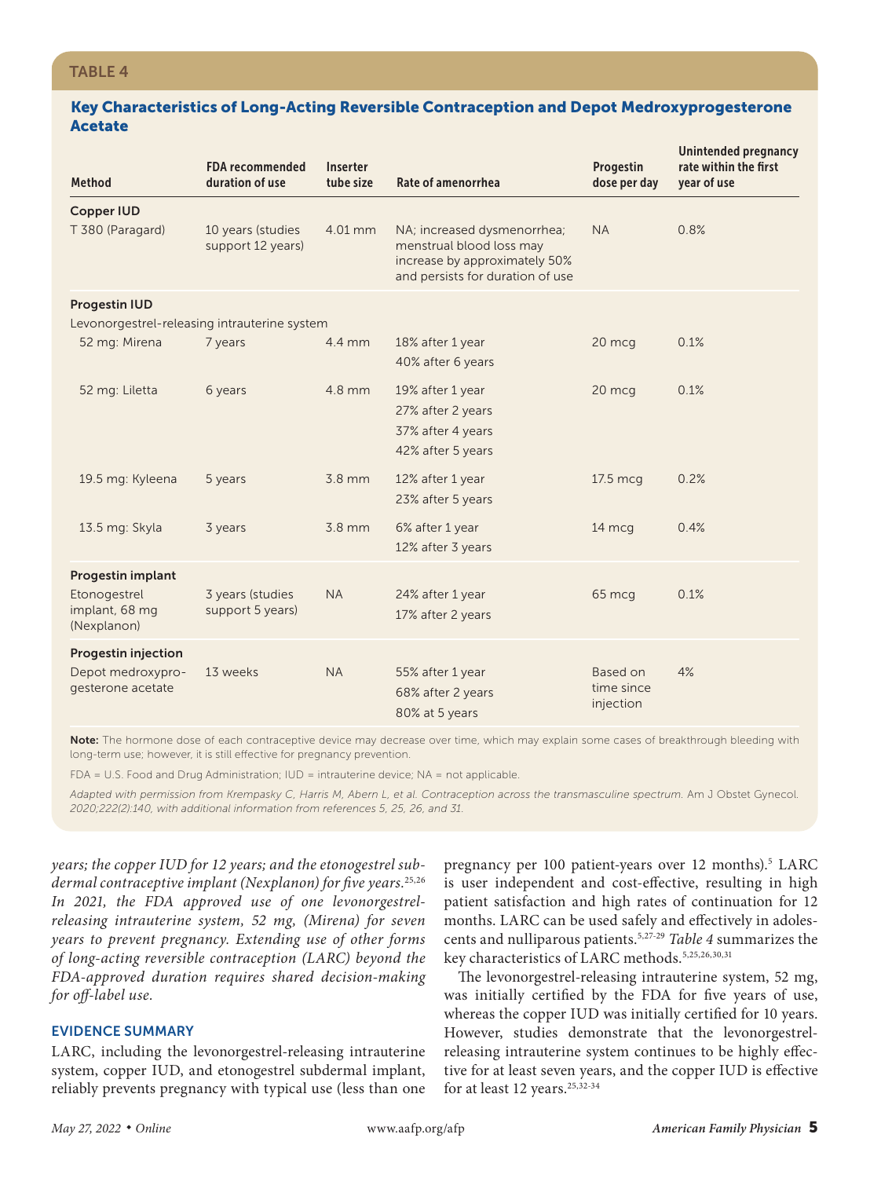**TABLE 4**

**Key Characteristics of Long-Acting Reversible Contraception and Depot Medroxyprogesterone Acetate**

| Method | FDA recommended duration of use | Inserter tube size | Rate of amenorrhea | Progestin dose per day | Unintended pregnancy rate within the first year of use |
|---|---|---|---|---|---|
| **Copper IUD** | | | | | |
| T 380 (Paragard) | 10 years (studies support 12 years) | 4.01 mm | NA; increased dysmenorrhea; menstrual blood loss may increase by approximately 50% and persists for duration of use | NA | 0.8% |
| **Progestin IUD** | | | | | |
| Levonorgestrel-releasing intrauterine system | | | | | |
| 52 mg: Mirena | 7 years | 4.4 mm | 18% after 1 year<br>40% after 6 years | 20 mcg | 0.1% |
| 52 mg: Liletta | 6 years | 4.8 mm | 19% after 1 year<br>27% after 2 years<br>37% after 4 years<br>42% after 5 years | 20 mcg | 0.1% |
| 19.5 mg: Kyleena | 5 years | 3.8 mm | 12% after 1 year<br>23% after 5 years | 17.5 mcg | 0.2% |
| 13.5 mg: Skyla | 3 years | 3.8 mm | 6% after 1 year<br>12% after 3 years | 14 mcg | 0.4% |
| **Progestin implant** | | | | | |
| Etonogestrel implant, 68 mg (Nexplanon) | 3 years (studies support 5 years) | NA | 24% after 1 year<br>17% after 2 years | 65 mcg | 0.1% |
| **Progestin injection** | | | | | |
| Depot medroxyprogesterone acetate | 13 weeks | NA | 55% after 1 year<br>68% after 2 years<br>80% at 5 years | Based on time since injection | 4% |

**Note:** The hormone dose of each contraceptive device may decrease over time, which may explain some cases of breakthrough bleeding with long-term use; however, it is still effective for pregnancy prevention.

FDA = U.S. Food and Drug Administration; IUD = intrauterine device; NA = not applicable.

*Adapted with permission from Krempasky C, Harris M, Abern L, et al. Contraception across the transmasculine spectrum.* Am J Obstet Gynecol. *2020;222(2):140, with additional information from references 5, 25, 26, and 31.*

*years; the copper IUD for 12 years; and the etonogestrel subdermal contraceptive implant (Nexplanon) for five years.*[25,26] *In 2021, the FDA approved use of one levonorgestrel-releasing intrauterine system, 52 mg, (Mirena) for seven years to prevent pregnancy. Extending use of other forms of long-acting reversible contraception (LARC) beyond the FDA-approved duration requires shared decision-making for off-label use.*

## EVIDENCE SUMMARY

LARC, including the levonorgestrel-releasing intrauterine system, copper IUD, and etonogestrel subdermal implant, reliably prevents pregnancy with typical use (less than one pregnancy per 100 patient-years over 12 months).[5] LARC is user independent and cost-effective, resulting in high patient satisfaction and high rates of continuation for 12 months. LARC can be used safely and effectively in adolescents and nulliparous patients.[5,27-29] *Table 4* summarizes the key characteristics of LARC methods.[5,25,26,30,31]

The levonorgestrel-releasing intrauterine system, 52 mg, was initially certified by the FDA for five years of use, whereas the copper IUD was initially certified for 10 years. However, studies demonstrate that the levonorgestrel-releasing intrauterine system continues to be highly effective for at least seven years, and the copper IUD is effective for at least 12 years.[25,32-34]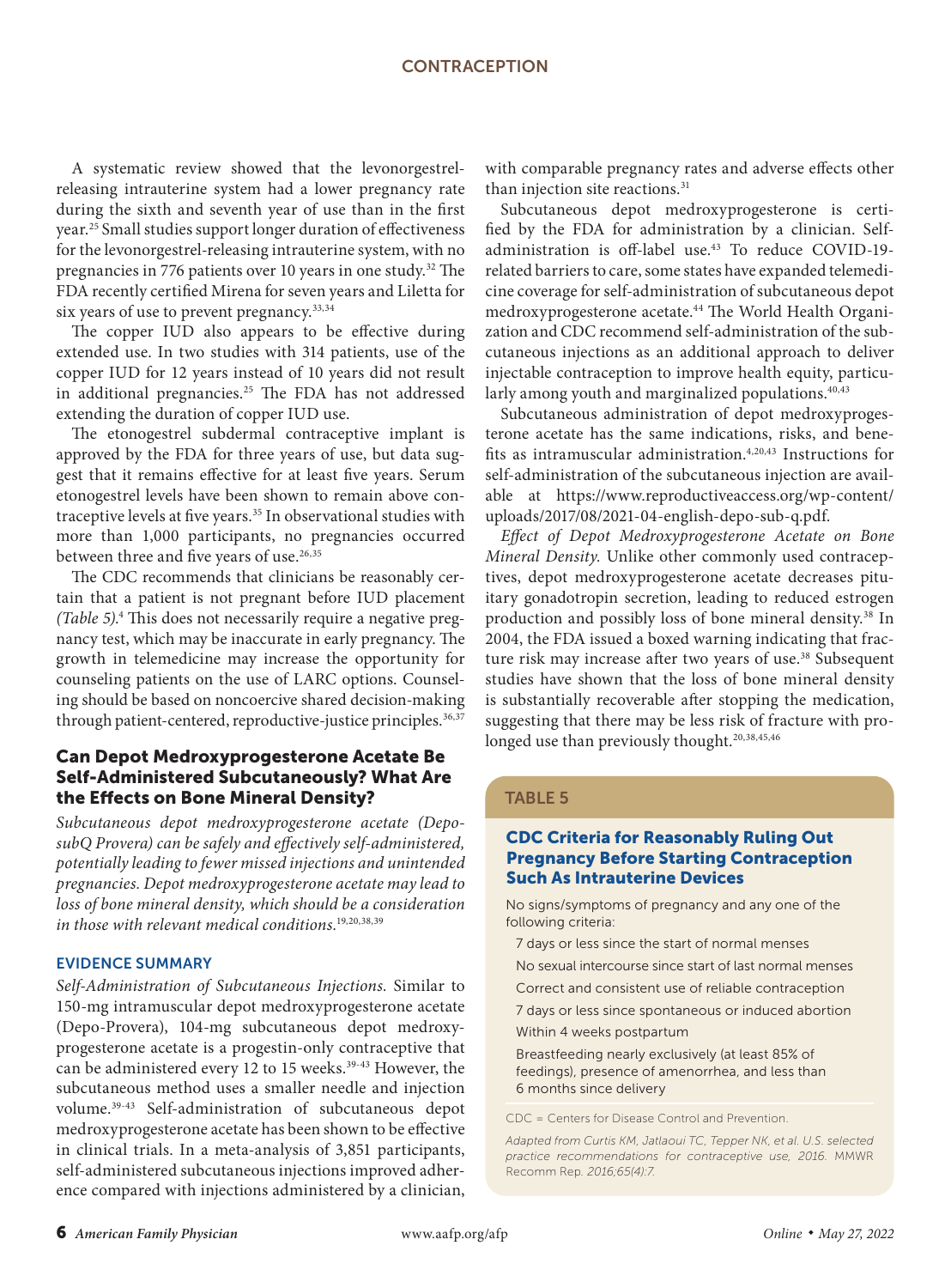A systematic review showed that the levonorgestrel-releasing intrauterine system had a lower pregnancy rate during the sixth and seventh year of use than in the first year.[25] Small studies support longer duration of effectiveness for the levonorgestrel-releasing intrauterine system, with no pregnancies in 776 patients over 10 years in one study.[32] The FDA recently certified Mirena for seven years and Liletta for six years of use to prevent pregnancy.[33,34]

The copper IUD also appears to be effective during extended use. In two studies with 314 patients, use of the copper IUD for 12 years instead of 10 years did not result in additional pregnancies.[25] The FDA has not addressed extending the duration of copper IUD use.

The etonogestrel subdermal contraceptive implant is approved by the FDA for three years of use, but data suggest that it remains effective for at least five years. Serum etonogestrel levels have been shown to remain above contraceptive levels at five years.[35] In observational studies with more than 1,000 participants, no pregnancies occurred between three and five years of use.[26,35]

The CDC recommends that clinicians be reasonably certain that a patient is not pregnant before IUD placement *(Table 5)*.[4] This does not necessarily require a negative pregnancy test, which may be inaccurate in early pregnancy. The growth in telemedicine may increase the opportunity for counseling patients on the use of LARC options. Counseling should be based on noncoercive shared decision-making through patient-centered, reproductive-justice principles.[36,37]

## Can Depot Medroxyprogesterone Acetate Be Self-Administered Subcutaneously? What Are the Effects on Bone Mineral Density?

*Subcutaneous depot medroxyprogesterone acetate (Depo-subQ Provera) can be safely and effectively self-administered, potentially leading to fewer missed injections and unintended pregnancies. Depot medroxyprogesterone acetate may lead to loss of bone mineral density, which should be a consideration in those with relevant medical conditions.*[19,20,38,39]

### EVIDENCE SUMMARY

*Self-Administration of Subcutaneous Injections.* Similar to 150-mg intramuscular depot medroxyprogesterone acetate (Depo-Provera), 104-mg subcutaneous depot medroxyprogesterone acetate is a progestin-only contraceptive that can be administered every 12 to 15 weeks.[39-43] However, the subcutaneous method uses a smaller needle and injection volume.[39-43] Self-administration of subcutaneous depot medroxyprogesterone acetate has been shown to be effective in clinical trials. In a meta-analysis of 3,851 participants, self-administered subcutaneous injections improved adherence compared with injections administered by a clinician, with comparable pregnancy rates and adverse effects other than injection site reactions.[31]

Subcutaneous depot medroxyprogesterone is certified by the FDA for administration by a clinician. Self-administration is off-label use.[43] To reduce COVID-19-related barriers to care, some states have expanded telemedicine coverage for self-administration of subcutaneous depot medroxyprogesterone acetate.[44] The World Health Organization and CDC recommend self-administration of the subcutaneous injections as an additional approach to deliver injectable contraception to improve health equity, particularly among youth and marginalized populations.[40,43]

Subcutaneous administration of depot medroxyprogesterone acetate has the same indications, risks, and benefits as intramuscular administration.[4,20,43] Instructions for self-administration of the subcutaneous injection are available at https://www.reproductiveaccess.org/wp-content/uploads/2017/08/2021-04-english-depo-sub-q.pdf.

*Effect of Depot Medroxyprogesterone Acetate on Bone Mineral Density.* Unlike other commonly used contraceptives, depot medroxyprogesterone acetate decreases pituitary gonadotropin secretion, leading to reduced estrogen production and possibly loss of bone mineral density.[38] In 2004, the FDA issued a boxed warning indicating that fracture risk may increase after two years of use.[38] Subsequent studies have shown that the loss of bone mineral density is substantially recoverable after stopping the medication, suggesting that there may be less risk of fracture with prolonged use than previously thought.[20,38,45,46]

### TABLE 5

**CDC Criteria for Reasonably Ruling Out Pregnancy Before Starting Contraception Such As Intrauterine Devices**

No signs/symptoms of pregnancy and any one of the following criteria:

- 7 days or less since the start of normal menses
- No sexual intercourse since start of last normal menses
- Correct and consistent use of reliable contraception
- 7 days or less since spontaneous or induced abortion
- Within 4 weeks postpartum
- Breastfeeding nearly exclusively (at least 85% of feedings), presence of amenorrhea, and less than 6 months since delivery

CDC = Centers for Disease Control and Prevention.

*Adapted from Curtis KM, Jatlaoui TC, Tepper NK, et al. U.S. selected practice recommendations for contraceptive use, 2016.* MMWR Recomm Rep. *2016;65(4):7.*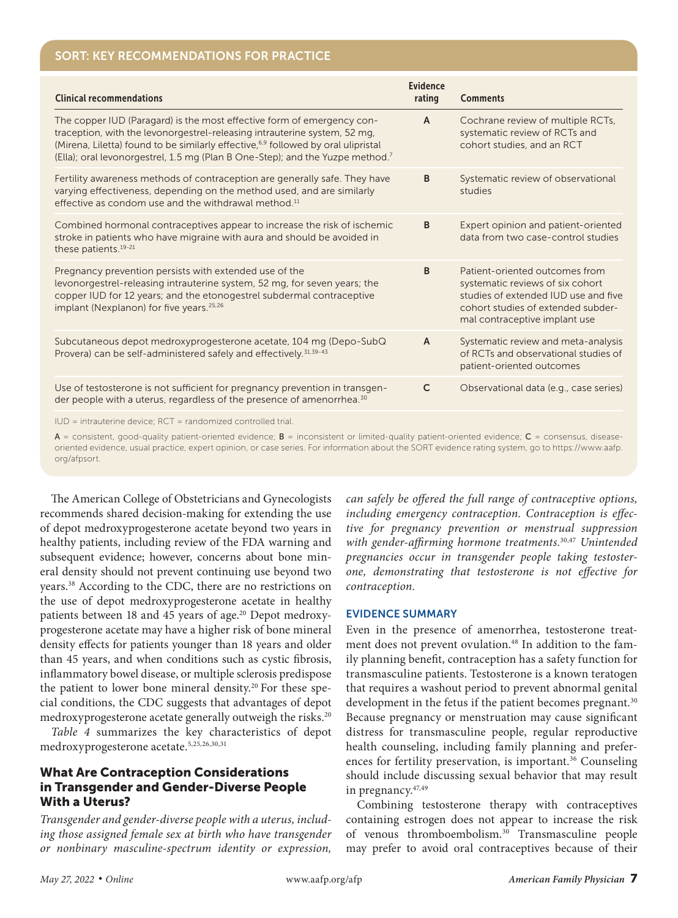## SORT: KEY RECOMMENDATIONS FOR PRACTICE

| Clinical recommendations | Evidence rating | Comments |
|---|---|---|
| The copper IUD (Paragard) is the most effective form of emergency contraception, with the levonorgestrel-releasing intrauterine system, 52 mg, (Mirena, Liletta) found to be similarly effective,[6,9] followed by oral ulipristal (Ella); oral levonorgestrel, 1.5 mg (Plan B One-Step); and the Yuzpe method.[7] | A | Cochrane review of multiple RCTs, systematic review of RCTs and cohort studies, and an RCT |
| Fertility awareness methods of contraception are generally safe. They have varying effectiveness, depending on the method used, and are similarly effective as condom use and the withdrawal method.[11] | B | Systematic review of observational studies |
| Combined hormonal contraceptives appear to increase the risk of ischemic stroke in patients who have migraine with aura and should be avoided in these patients.[19-21] | B | Expert opinion and patient-oriented data from two case-control studies |
| Pregnancy prevention persists with extended use of the levonorgestrel-releasing intrauterine system, 52 mg, for seven years; the copper IUD for 12 years; and the etonogestrel subdermal contraceptive implant (Nexplanon) for five years.[25,26] | B | Patient-oriented outcomes from systematic reviews of six cohort studies of extended IUD use and five cohort studies of extended subdermal contraceptive implant use |
| Subcutaneous depot medroxyprogesterone acetate, 104 mg (Depo-SubQ Provera) can be self-administered safely and effectively.[31,39-43] | A | Systematic review and meta-analysis of RCTs and observational studies of patient-oriented outcomes |
| Use of testosterone is not sufficient for pregnancy prevention in transgender people with a uterus, regardless of the presence of amenorrhea.[30] | C | Observational data (e.g., case series) |

IUD = intrauterine device; RCT = randomized controlled trial.

A = consistent, good-quality patient-oriented evidence; B = inconsistent or limited-quality patient-oriented evidence; C = consensus, disease-oriented evidence, usual practice, expert opinion, or case series. For information about the SORT evidence rating system, go to https://www.aafp.org/afpsort.

The American College of Obstetricians and Gynecologists recommends shared decision-making for extending the use of depot medroxyprogesterone acetate beyond two years in healthy patients, including review of the FDA warning and subsequent evidence; however, concerns about bone mineral density should not prevent continuing use beyond two years.[38] According to the CDC, there are no restrictions on the use of depot medroxyprogesterone acetate in healthy patients between 18 and 45 years of age.[20] Depot medroxyprogesterone acetate may have a higher risk of bone mineral density effects for patients younger than 18 years and older than 45 years, and when conditions such as cystic fibrosis, inflammatory bowel disease, or multiple sclerosis predispose the patient to lower bone mineral density.[20] For these special conditions, the CDC suggests that advantages of depot medroxyprogesterone acetate generally outweigh the risks.[20]

*Table 4* summarizes the key characteristics of depot medroxyprogesterone acetate.[5,25,26,30,31]

## What Are Contraception Considerations in Transgender and Gender-Diverse People With a Uterus?

*Transgender and gender-diverse people with a uterus, including those assigned female sex at birth who have transgender or nonbinary masculine-spectrum identity or expression, can safely be offered the full range of contraceptive options, including emergency contraception. Contraception is effective for pregnancy prevention or menstrual suppression with gender-affirming hormone treatments.*[30,47] *Unintended pregnancies occur in transgender people taking testosterone, demonstrating that testosterone is not effective for contraception.*

### EVIDENCE SUMMARY

Even in the presence of amenorrhea, testosterone treatment does not prevent ovulation.[48] In addition to the family planning benefit, contraception has a safety function for transmasculine patients. Testosterone is a known teratogen that requires a washout period to prevent abnormal genital development in the fetus if the patient becomes pregnant.[30] Because pregnancy or menstruation may cause significant distress for transmasculine people, regular reproductive health counseling, including family planning and preferences for fertility preservation, is important.[36] Counseling should include discussing sexual behavior that may result in pregnancy.[47,49]

Combining testosterone therapy with contraceptives containing estrogen does not appear to increase the risk of venous thromboembolism.[30] Transmasculine people may prefer to avoid oral contraceptives because of their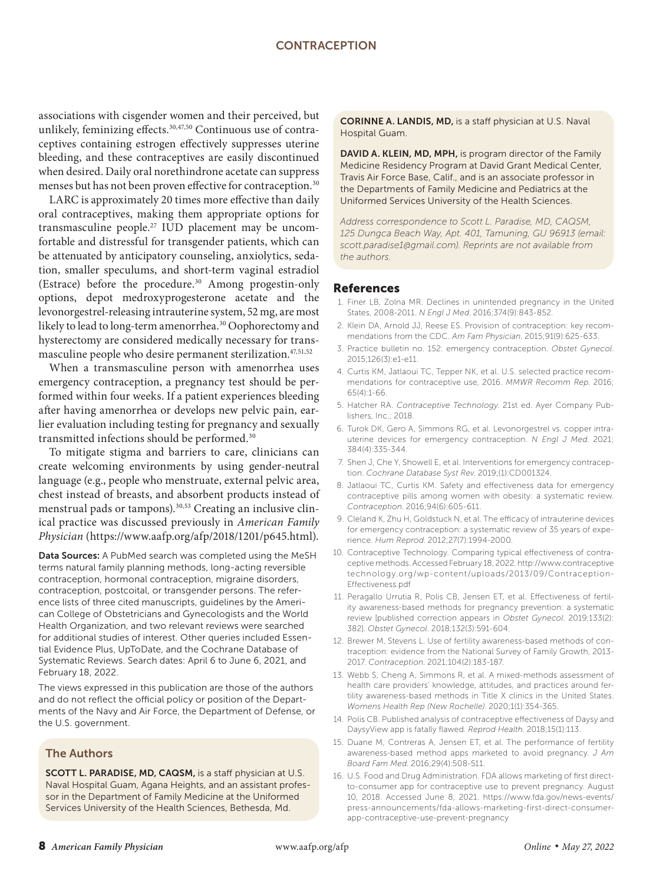associations with cisgender women and their perceived, but unlikely, feminizing effects.[30,47,50] Continuous use of contraceptives containing estrogen effectively suppresses uterine bleeding, and these contraceptives are easily discontinued when desired. Daily oral norethindrone acetate can suppress menses but has not been proven effective for contraception.[30]

LARC is approximately 20 times more effective than daily oral contraceptives, making them appropriate options for transmasculine people.[27] IUD placement may be uncomfortable and distressful for transgender patients, which can be attenuated by anticipatory counseling, anxiolytics, sedation, smaller speculums, and short-term vaginal estradiol (Estrace) before the procedure.[30] Among progestin-only options, depot medroxyprogesterone acetate and the levonorgestrel-releasing intrauterine system, 52 mg, are most likely to lead to long-term amenorrhea.[30] Oophorectomy and hysterectomy are considered medically necessary for transmasculine people who desire permanent sterilization.[47,51,52]

When a transmasculine person with amenorrhea uses emergency contraception, a pregnancy test should be performed within four weeks. If a patient experiences bleeding after having amenorrhea or develops new pelvic pain, earlier evaluation including testing for pregnancy and sexually transmitted infections should be performed.[30]

To mitigate stigma and barriers to care, clinicians can create welcoming environments by using gender-neutral language (e.g., people who menstruate, external pelvic area, chest instead of breasts, and absorbent products instead of menstrual pads or tampons).[30,53] Creating an inclusive clinical practice was discussed previously in *American Family Physician* (https://www.aafp.org/afp/2018/1201/p645.html).

**Data Sources:** A PubMed search was completed using the MeSH terms natural family planning methods, long-acting reversible contraception, hormonal contraception, migraine disorders, contraception, postcoital, or transgender persons. The reference lists of three cited manuscripts, guidelines by the American College of Obstetricians and Gynecologists and the World Health Organization, and two relevant reviews were searched for additional studies of interest. Other queries included Essential Evidence Plus, UpToDate, and the Cochrane Database of Systematic Reviews. Search dates: April 6 to June 6, 2021, and February 18, 2022.

The views expressed in this publication are those of the authors and do not reflect the official policy or position of the Departments of the Navy and Air Force, the Department of Defense, or the U.S. government.

## The Authors

**SCOTT L. PARADISE, MD, CAQSM,** is a staff physician at U.S. Naval Hospital Guam, Agana Heights, and an assistant professor in the Department of Family Medicine at the Uniformed Services University of the Health Sciences, Bethesda, Md.

**CORINNE A. LANDIS, MD,** is a staff physician at U.S. Naval Hospital Guam.

**DAVID A. KLEIN, MD, MPH,** is program director of the Family Medicine Residency Program at David Grant Medical Center, Travis Air Force Base, Calif., and is an associate professor in the Departments of Family Medicine and Pediatrics at the Uniformed Services University of the Health Sciences.

*Address correspondence to Scott L. Paradise, MD, CAQSM, 125 Dungca Beach Way, Apt. 401, Tamuning, GU 96913 (email: scott.paradise1@gmail.com). Reprints are not available from the authors.*

## References

1. Finer LB, Zolna MR. Declines in unintended pregnancy in the United States, 2008-2011. *N Engl J Med*. 2016;374(9):843-852.
2. Klein DA, Arnold JJ, Reese ES. Provision of contraception: key recommendations from the CDC. *Am Fam Physician*. 2015;91(9):625-633.
3. Practice bulletin no. 152: emergency contraception. *Obstet Gynecol*. 2015;126(3):e1-e11.
4. Curtis KM, Jatlaoui TC, Tepper NK, et al. U.S. selected practice recommendations for contraceptive use, 2016. *MMWR Recomm Rep*. 2016;65(4):1-66.
5. Hatcher RA. *Contraceptive Technology*. 21st ed. Ayer Company Publishers, Inc.; 2018.
6. Turok DK, Gero A, Simmons RG, et al. Levonorgestrel vs. copper intrauterine devices for emergency contraception. *N Engl J Med*. 2021;384(4):335-344.
7. Shen J, Che Y, Showell E, et al. Interventions for emergency contraception. *Cochrane Database Syst Rev*. 2019;(1):CD001324.
8. Jatlaoui TC, Curtis KM. Safety and effectiveness data for emergency contraceptive pills among women with obesity: a systematic review. *Contraception*. 2016;94(6):605-611.
9. Cleland K, Zhu H, Goldstuck N, et al. The efficacy of intrauterine devices for emergency contraception: a systematic review of 35 years of experience. *Hum Reprod*. 2012;27(7):1994-2000.
10. Contraceptive Technology. Comparing typical effectiveness of contraceptive methods. Accessed February 18, 2022. http://www.contraceptivetechnology.org/wp-content/uploads/2013/09/Contraception-Effectiveness.pdf
11. Peragallo Urrutia R, Polis CB, Jensen ET, et al. Effectiveness of fertility awareness-based methods for pregnancy prevention: a systematic review [published correction appears in *Obstet Gynecol*. 2019;133(2):382]. *Obstet Gynecol*. 2018;132(3):591-604.
12. Brewer M, Stevens L. Use of fertility awareness-based methods of contraception: evidence from the National Survey of Family Growth, 2013-2017. *Contraception*. 2021;104(2):183-187.
13. Webb S, Cheng A, Simmons R, et al. A mixed-methods assessment of health care providers' knowledge, attitudes, and practices around fertility awareness-based methods in Title X clinics in the United States. *Womens Health Rep (New Rochelle)*. 2020;1(1):354-365.
14. Polis CB. Published analysis of contraceptive effectiveness of Daysy and DaysyView app is fatally flawed. *Reprod Health*. 2018;15(1):113.
15. Duane M, Contreras A, Jensen ET, et al. The performance of fertility awareness-based method apps marketed to avoid pregnancy. *J Am Board Fam Med*. 2016;29(4):508-511.
16. U.S. Food and Drug Administration. FDA allows marketing of first direct-to-consumer app for contraceptive use to prevent pregnancy. August 10, 2018. Accessed June 8, 2021. https://www.fda.gov/news-events/press-announcements/fda-allows-marketing-first-direct-consumer-app-contraceptive-use-prevent-pregnancy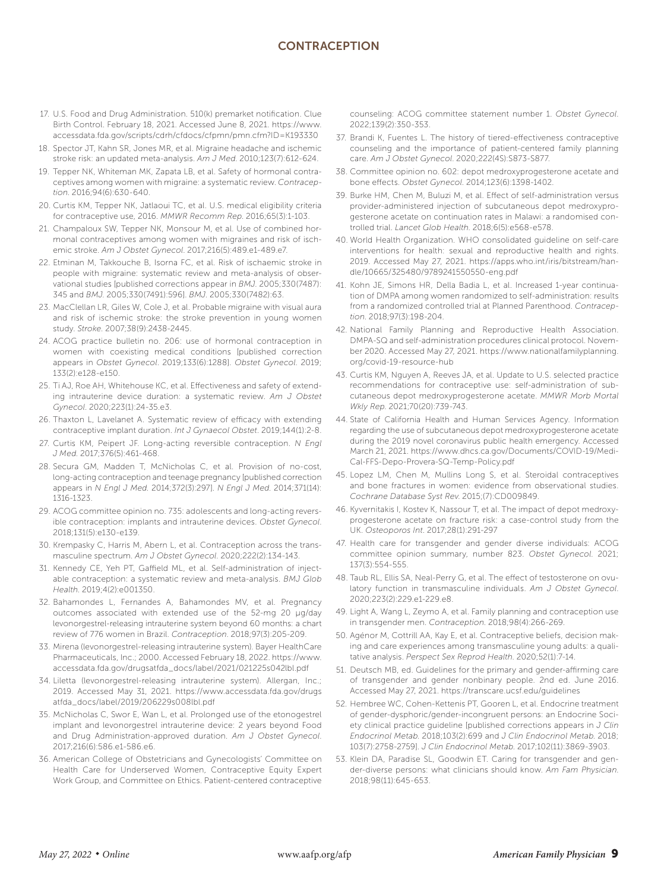17. U.S. Food and Drug Administration. 510(k) premarket notification. Clue Birth Control. February 18, 2021. Accessed June 8, 2021. https://www.accessdata.fda.gov/scripts/cdrh/cfdocs/cfpmn/pmn.cfm?ID=K193330
18. Spector JT, Kahn SR, Jones MR, et al. Migraine headache and ischemic stroke risk: an updated meta-analysis. *Am J Med*. 2010;123(7):612-624.
19. Tepper NK, Whiteman MK, Zapata LB, et al. Safety of hormonal contraceptives among women with migraine: a systematic review. *Contraception*. 2016;94(6):630-640.
20. Curtis KM, Tepper NK, Jatlaoui TC, et al. U.S. medical eligibility criteria for contraceptive use, 2016. *MMWR Recomm Rep*. 2016;65(3):1-103.
21. Champaloux SW, Tepper NK, Monsour M, et al. Use of combined hormonal contraceptives among women with migraines and risk of ischemic stroke. *Am J Obstet Gynecol*. 2017;216(5):489.e1-489.e7.
22. Etminan M, Takkouche B, Isorna FC, et al. Risk of ischaemic stroke in people with migraine: systematic review and meta-analysis of observational studies [published corrections appear in *BMJ*. 2005;330(7487):345 and *BMJ*. 2005;330(7491):596]. *BMJ*. 2005;330(7482):63.
23. MacClellan LR, Giles W, Cole J, et al. Probable migraine with visual aura and risk of ischemic stroke: the stroke prevention in young women study. *Stroke*. 2007;38(9):2438-2445.
24. ACOG practice bulletin no. 206: use of hormonal contraception in women with coexisting medical conditions [published correction appears in *Obstet Gynecol*. 2019;133(6):1288]. *Obstet Gynecol*. 2019;133(2):e128-e150.
25. Ti AJ, Roe AH, Whitehouse KC, et al. Effectiveness and safety of extending intrauterine device duration: a systematic review. *Am J Obstet Gynecol*. 2020;223(1):24-35.e3.
26. Thaxton L, Lavelanet A. Systematic review of efficacy with extending contraceptive implant duration. *Int J Gynaecol Obstet*. 2019;144(1):2-8.
27. Curtis KM, Peipert JF. Long-acting reversible contraception. *N Engl J Med*. 2017;376(5):461-468.
28. Secura GM, Madden T, McNicholas C, et al. Provision of no-cost, long-acting contraception and teenage pregnancy [published correction appears in *N Engl J Med*. 2014;372(3):297]. *N Engl J Med*. 2014;371(14):1316-1323.
29. ACOG committee opinion no. 735: adolescents and long-acting reversible contraception: implants and intrauterine devices. *Obstet Gynecol*. 2018;131(5):e130-e139.
30. Krempasky C, Harris M, Abern L, et al. Contraception across the transmasculine spectrum. *Am J Obstet Gynecol*. 2020;222(2):134-143.
31. Kennedy CE, Yeh PT, Gaffield ML, et al. Self-administration of injectable contraception: a systematic review and meta-analysis. *BMJ Glob Health*. 2019;4(2):e001350.
32. Bahamondes L, Fernandes A, Bahamondes MV, et al. Pregnancy outcomes associated with extended use of the 52-mg 20 µg/day levonorgestrel-releasing intrauterine system beyond 60 months: a chart review of 776 women in Brazil. *Contraception*. 2018;97(3):205-209.
33. Mirena (levonorgestrel-releasing intrauterine system). Bayer HealthCare Pharmaceuticals, Inc.; 2000. Accessed February 18, 2022. https://www.accessdata.fda.gov/drugsatfda_docs/label/2021/021225s042lbl.pdf
34. Liletta (levonorgestrel-releasing intrauterine system). Allergan, Inc.; 2019. Accessed May 31, 2021. https://www.accessdata.fda.gov/drugsatfda_docs/label/2019/206229s008lbl.pdf
35. McNicholas C, Swor E, Wan L, et al. Prolonged use of the etonogestrel implant and levonorgestrel intrauterine device: 2 years beyond Food and Drug Administration-approved duration. *Am J Obstet Gynecol*. 2017;216(6):586.e1-586.e6.
36. American College of Obstetricians and Gynecologists' Committee on Health Care for Underserved Women, Contraceptive Equity Expert Work Group, and Committee on Ethics. Patient-centered contraceptive counseling: ACOG committee statement number 1. *Obstet Gynecol*. 2022;139(2):350-353.
37. Brandi K, Fuentes L. The history of tiered-effectiveness contraceptive counseling and the importance of patient-centered family planning care. *Am J Obstet Gynecol*. 2020;222(4S):S873-S877.
38. Committee opinion no. 602: depot medroxyprogesterone acetate and bone effects. *Obstet Gynecol*. 2014;123(6):1398-1402.
39. Burke HM, Chen M, Buluzi M, et al. Effect of self-administration versus provider-administered injection of subcutaneous depot medroxyprogesterone acetate on continuation rates in Malawi: a randomised controlled trial. *Lancet Glob Health*. 2018;6(5):e568-e578.
40. World Health Organization. WHO consolidated guideline on self-care interventions for health: sexual and reproductive health and rights. 2019. Accessed May 27, 2021. https://apps.who.int/iris/bitstream/handle/10665/325480/9789241550550-eng.pdf
41. Kohn JE, Simons HR, Della Badia L, et al. Increased 1-year continuation of DMPA among women randomized to self-administration: results from a randomized controlled trial at Planned Parenthood. *Contraception*. 2018;97(3):198-204.
42. National Family Planning and Reproductive Health Association. DMPA-SQ and self-administration procedures clinical protocol. November 2020. Accessed May 27, 2021. https://www.nationalfamilyplanning.org/covid-19-resource-hub
43. Curtis KM, Nguyen A, Reeves JA, et al. Update to U.S. selected practice recommendations for contraceptive use: self-administration of subcutaneous depot medroxyprogesterone acetate. *MMWR Morb Mortal Wkly Rep*. 2021;70(20):739-743.
44. State of California Health and Human Services Agency. Information regarding the use of subcutaneous depot medroxyprogesterone acetate during the 2019 novel coronavirus public health emergency. Accessed March 21, 2021. https://www.dhcs.ca.gov/Documents/COVID-19/Medi-Cal-FFS-Depo-Provera-SQ-Temp-Policy.pdf
45. Lopez LM, Chen M, Mullins Long S, et al. Steroidal contraceptives and bone fractures in women: evidence from observational studies. *Cochrane Database Syst Rev*. 2015;(7):CD009849.
46. Kyvernitakis I, Kostev K, Nassour T, et al. The impact of depot medroxyprogesterone acetate on fracture risk: a case-control study from the UK. *Osteoporos Int*. 2017;28(1):291-297
47. Health care for transgender and gender diverse individuals: ACOG committee opinion summary, number 823. *Obstet Gynecol*. 2021;137(3):554-555.
48. Taub RL, Ellis SA, Neal-Perry G, et al. The effect of testosterone on ovulatory function in transmasculine individuals. *Am J Obstet Gynecol*. 2020;223(2):229.e1-229.e8.
49. Light A, Wang L, Zeymo A, et al. Family planning and contraception use in transgender men. *Contraception*. 2018;98(4):266-269.
50. Agénor M, Cottrill AA, Kay E, et al. Contraceptive beliefs, decision making and care experiences among transmasculine young adults: a qualitative analysis. *Perspect Sex Reprod Health*. 2020;52(1):7-14.
51. Deutsch MB, ed. Guidelines for the primary and gender-affirming care of transgender and gender nonbinary people. 2nd ed. June 2016. Accessed May 27, 2021. https://transcare.ucsf.edu/guidelines
52. Hembree WC, Cohen-Kettenis PT, Gooren L, et al. Endocrine treatment of gender-dysphoric/gender-incongruent persons: an Endocrine Society clinical practice guideline [published corrections appears in *J Clin Endocrinol Metab*. 2018;103(2):699 and *J Clin Endocrinol Metab*. 2018;103(7):2758-2759]. *J Clin Endocrinol Metab*. 2017;102(11):3869-3903.
53. Klein DA, Paradise SL, Goodwin ET. Caring for transgender and gender-diverse persons: what clinicians should know. *Am Fam Physician*. 2018;98(11):645-653.